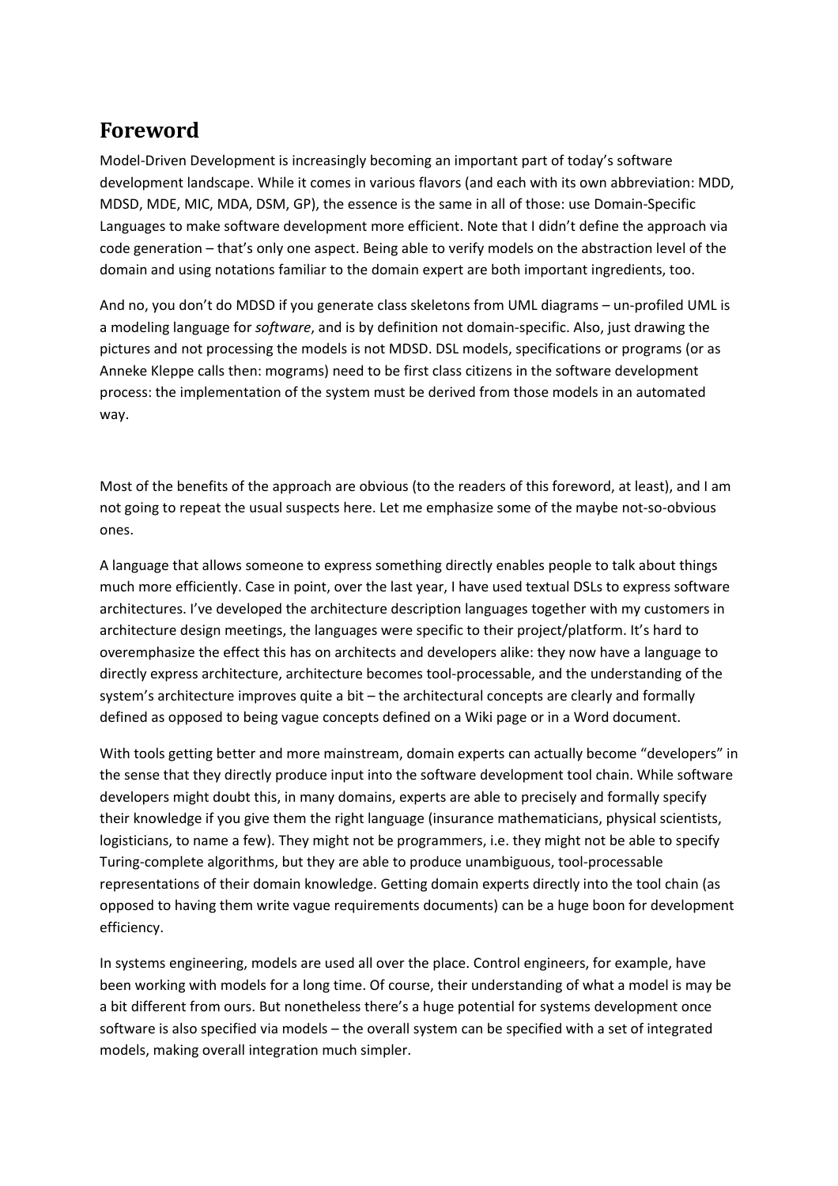# Foreword

Model-Driven Development is increasingly becoming an important part of today's software development landscape. While it comes in various flavors (and each with its own abbreviation: MDD, MDSD, MDE, MIC, MDA, DSM, GP), the essence is the same in all of those: use Domain-Specific Languages to make software development more efficient. Note that I didn't define the approach via code generation – that's only one aspect. Being able to verify models on the abstraction level of the domain and using notations familiar to the domain expert are both important ingredients, too.

And no, you don't do MDSD if you generate class skeletons from UML diagrams – un-profiled UML is a modeling language for *software*, and is by definition not domain-specific. Also, just drawing the pictures and not processing the models is not MDSD. DSL models, specifications or programs (or as Anneke Kleppe calls then: mograms) need to be first class citizens in the software development process: the implementation of the system must be derived from those models in an automated way.

Most of the benefits of the approach are obvious (to the readers of this foreword, at least), and I am not going to repeat the usual suspects here. Let me emphasize some of the maybe not-so-obvious ones.

A language that allows someone to express something directly enables people to talk about things much more efficiently. Case in point, over the last year, I have used textual DSLs to express software architectures. I've developed the architecture description languages together with my customers in architecture design meetings, the languages were specific to their project/platform. It's hard to overemphasize the effect this has on architects and developers alike: they now have a language to directly express architecture, architecture becomes tool-processable, and the understanding of the system's architecture improves quite a bit – the architectural concepts are clearly and formally defined as opposed to being vague concepts defined on a Wiki page or in a Word document.

With tools getting better and more mainstream, domain experts can actually become "developers" in the sense that they directly produce input into the software development tool chain. While software developers might doubt this, in many domains, experts are able to precisely and formally specify their knowledge if you give them the right language (insurance mathematicians, physical scientists, logisticians, to name a few). They might not be programmers, i.e. they might not be able to specify Turing-complete algorithms, but they are able to produce unambiguous, tool-processable representations of their domain knowledge. Getting domain experts directly into the tool chain (as opposed to having them write vague requirements documents) can be a huge boon for development efficiency.

In systems engineering, models are used all over the place. Control engineers, for example, have been working with models for a long time. Of course, their understanding of what a model is may be a bit different from ours. But nonetheless there's a huge potential for systems development once software is also specified via models – the overall system can be specified with a set of integrated models, making overall integration much simpler.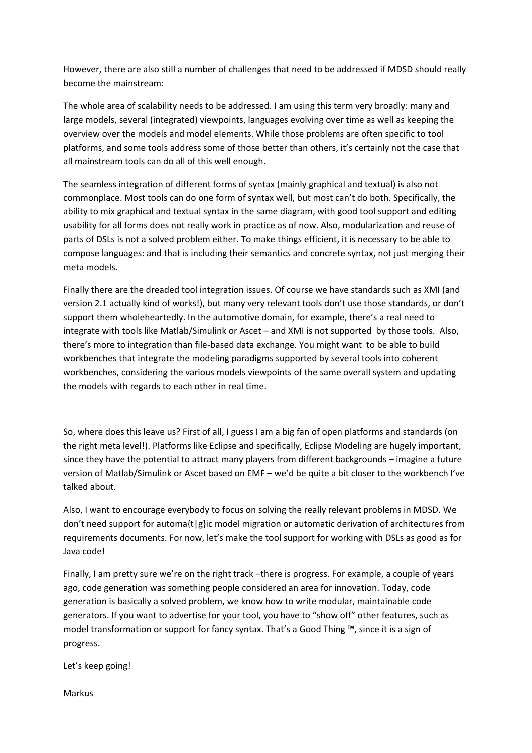However, there are also still a number of challenges that need to be addressed if MDSD should really become the mainstream:

The whole area of scalability needs to be addressed. I am using this term very broadly: many and large models, several (integrated) viewpoints, languages evolving over time as well as keeping the overview over the models and model elements. While those problems are often specific to tool platforms, and some tools address some of those better than others, it's certainly not the case that all mainstream tools can do all of this well enough.

The seamless integration of different forms of syntax (mainly graphical and textual) is also not commonplace. Most tools can do one form of syntax well, but most can't do both. Specifically, the ability to mix graphical and textual syntax in the same diagram, with good tool support and editing usability for all forms does not really work in practice as of now. Also, modularization and reuse of parts of DSLs is not a solved problem either. To make things efficient, it is necessary to be able to compose languages: and that is including their semantics and concrete syntax, not just merging their meta models.

Finally there are the dreaded tool integration issues. Of course we have standards such as XMI (and version 2.1 actually kind of works!), but many very relevant tools don't use those standards, or don't support them wholeheartedly. In the automotive domain, for example, there's a real need to integrate with tools like Matlab/Simulink or Ascet – and XMI is not supported by those tools. Also, there's more to integration than file-based data exchange. You might want to be able to build workbenches that integrate the modeling paradigms supported by several tools into coherent workbenches, considering the various models viewpoints of the same overall system and updating the models with regards to each other in real time.

So, where does this leave us? First of all, I guess I am a big fan of open platforms and standards (on the right meta level!). Platforms like Eclipse and specifically, Eclipse Modeling are hugely important, since they have the potential to attract many players from different backgrounds – imagine a future version of Matlab/Simulink or Ascet based on EMF – we'd be quite a bit closer to the workbench I've talked about.

Also, I want to encourage everybody to focus on solving the really relevant problems in MDSD. We don't need support for automa{t|g}ic model migration or automatic derivation of architectures from requirements documents. For now, let's make the tool support for working with DSLs as good as for Java code!

Finally, I am pretty sure we're on the right track –there is progress. For example, a couple of years ago, code generation was something people considered an area for innovation. Today, code generation is basically a solved problem, we know how to write modular, maintainable code generators. If you want to advertise for your tool, you have to "show off" other features, such as model transformation or support for fancy syntax. That's a Good Thing ™, since it is a sign of progress.

Let's keep going!

Markus